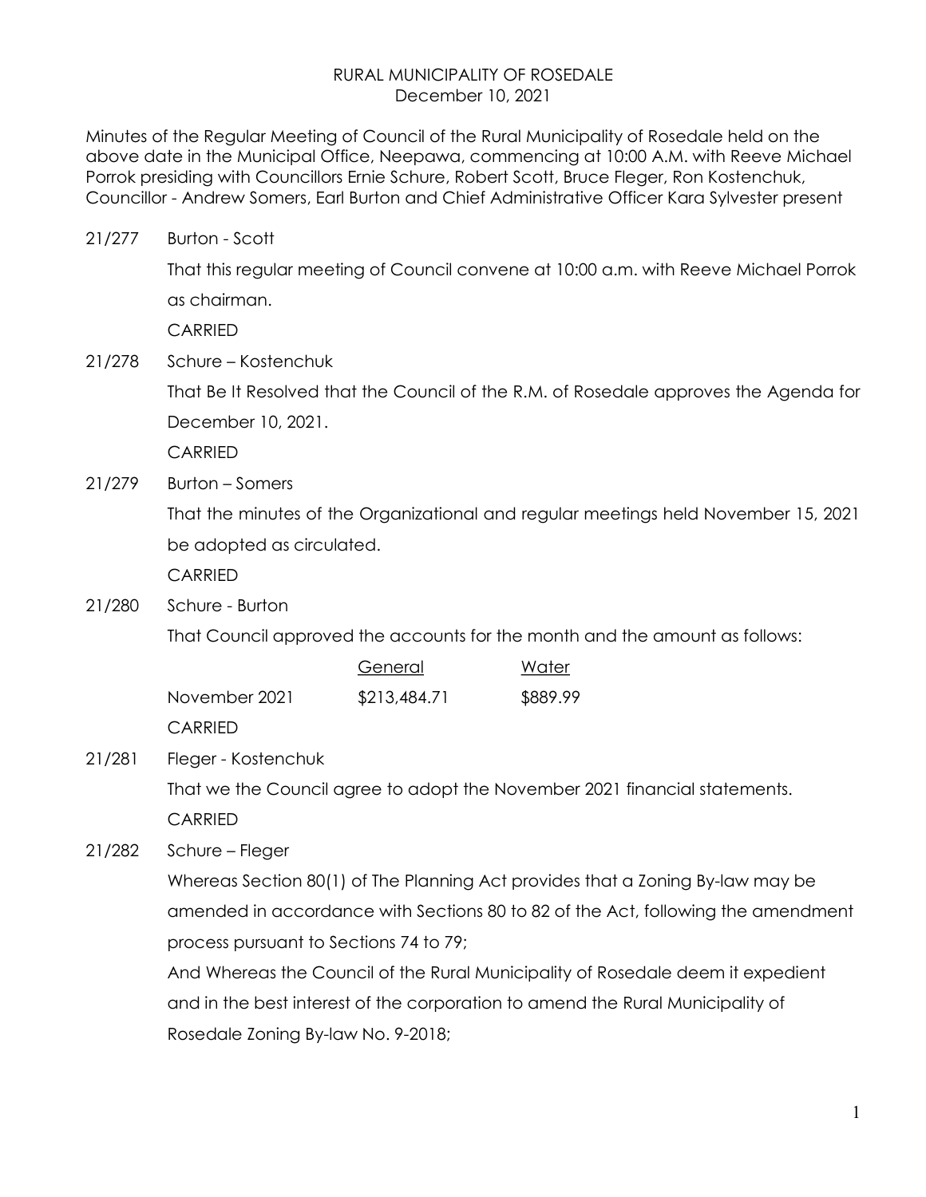RURAL MUNICIPALITY OF ROSEDALE
December 10, 2021

Minutes of the Regular Meeting of Council of the Rural Municipality of Rosedale held on the above date in the Municipal Office, Neepawa, commencing at 10:00 A.M. with Reeve Michael Porrok presiding with Councillors Ernie Schure, Robert Scott, Bruce Fleger, Ron Kostenchuk, Councillor - Andrew Somers, Earl Burton and Chief Administrative Officer Kara Sylvester present

21/277 Burton - Scott

That this regular meeting of Council convene at 10:00 a.m. with Reeve Michael Porrok as chairman.

CARRIED

21/278 Schure – Kostenchuk

That Be It Resolved that the Council of the R.M. of Rosedale approves the Agenda for December 10, 2021.

CARRIED

21/279 Burton – Somers

That the minutes of the Organizational and regular meetings held November 15, 2021 be adopted as circulated.

CARRIED

21/280 Schure - Burton

That Council approved the accounts for the month and the amount as follows:

| | General | Water |
|---|---|---|
| November 2021 | $213,484.71 | $889.99 |

CARRIED

21/281 Fleger - Kostenchuk

That we the Council agree to adopt the November 2021 financial statements.

CARRIED

21/282 Schure – Fleger

Whereas Section 80(1) of The Planning Act provides that a Zoning By-law may be amended in accordance with Sections 80 to 82 of the Act, following the amendment process pursuant to Sections 74 to 79;

And Whereas the Council of the Rural Municipality of Rosedale deem it expedient and in the best interest of the corporation to amend the Rural Municipality of Rosedale Zoning By-law No. 9-2018;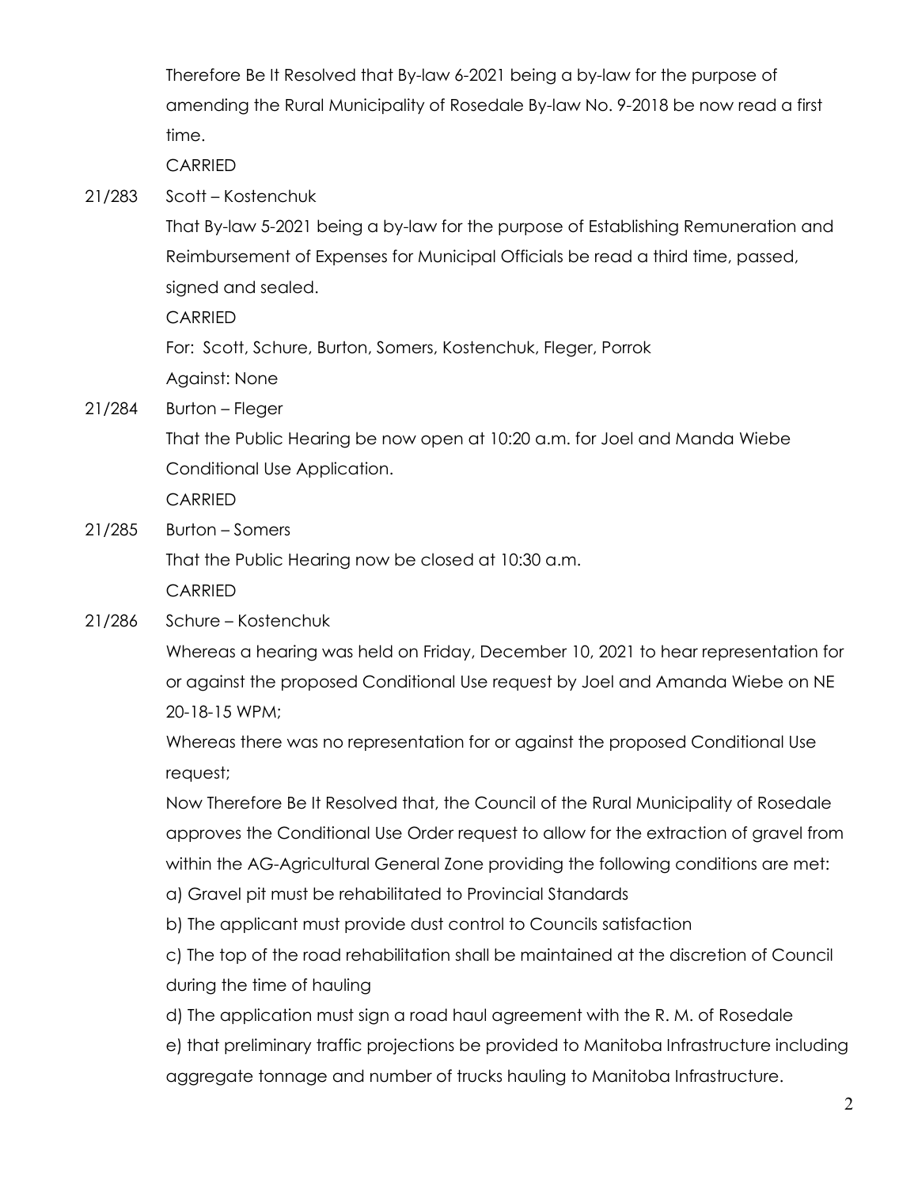Therefore Be It Resolved that By-law 6-2021 being a by-law for the purpose of amending the Rural Municipality of Rosedale By-law No. 9-2018 be now read a first time.

CARRIED

21/283 Scott – Kostenchuk

That By-law 5-2021 being a by-law for the purpose of Establishing Remuneration and Reimbursement of Expenses for Municipal Officials be read a third time, passed, signed and sealed.

CARRIED

For: Scott, Schure, Burton, Somers, Kostenchuk, Fleger, Porrok

Against: None

21/284 Burton – Fleger

That the Public Hearing be now open at 10:20 a.m. for Joel and Manda Wiebe Conditional Use Application.

CARRIED

21/285 Burton – Somers

That the Public Hearing now be closed at 10:30 a.m.

CARRIED

21/286 Schure – Kostenchuk

Whereas a hearing was held on Friday, December 10, 2021 to hear representation for or against the proposed Conditional Use request by Joel and Amanda Wiebe on NE 20-18-15 WPM;

Whereas there was no representation for or against the proposed Conditional Use request;

Now Therefore Be It Resolved that, the Council of the Rural Municipality of Rosedale approves the Conditional Use Order request to allow for the extraction of gravel from within the AG-Agricultural General Zone providing the following conditions are met:

a) Gravel pit must be rehabilitated to Provincial Standards

b) The applicant must provide dust control to Councils satisfaction

c) The top of the road rehabilitation shall be maintained at the discretion of Council during the time of hauling

d) The application must sign a road haul agreement with the R. M. of Rosedale

e) that preliminary traffic projections be provided to Manitoba Infrastructure including aggregate tonnage and number of trucks hauling to Manitoba Infrastructure.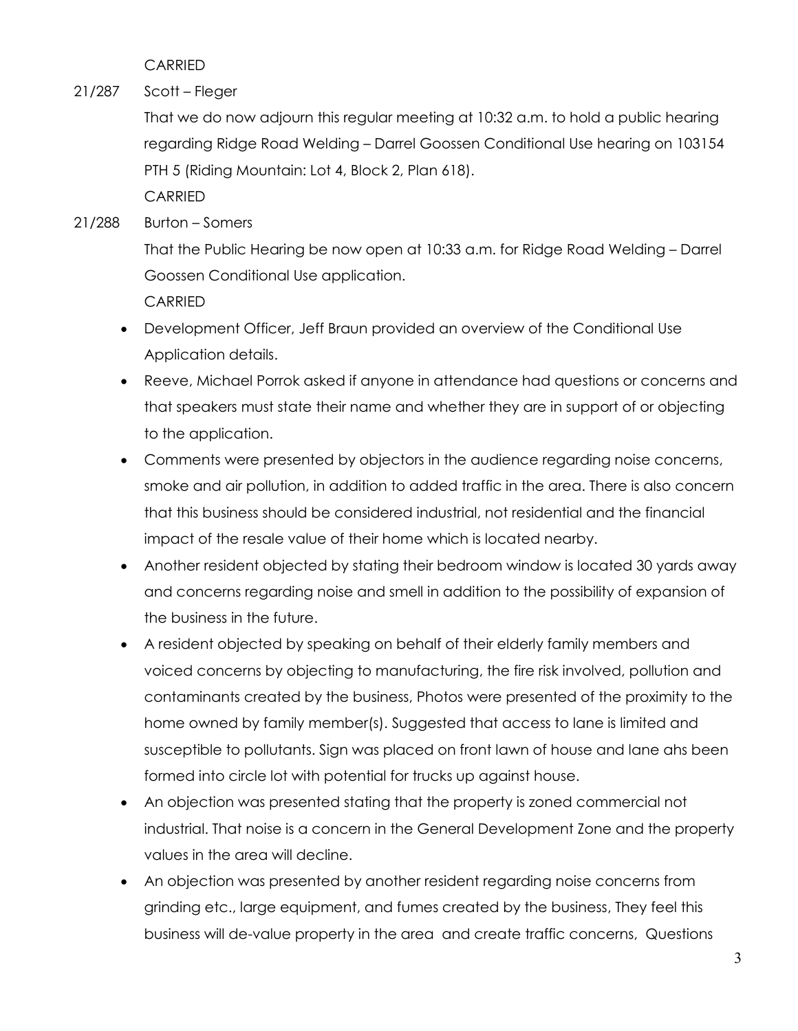CARRIED

21/287 Scott – Fleger

That we do now adjourn this regular meeting at 10:32 a.m. to hold a public hearing regarding Ridge Road Welding – Darrel Goossen Conditional Use hearing on 103154 PTH 5 (Riding Mountain: Lot 4, Block 2, Plan 618).

CARRIED

21/288 Burton – Somers

That the Public Hearing be now open at 10:33 a.m. for Ridge Road Welding – Darrel Goossen Conditional Use application.

CARRIED

- Development Officer, Jeff Braun provided an overview of the Conditional Use Application details.
- Reeve, Michael Porrok asked if anyone in attendance had questions or concerns and that speakers must state their name and whether they are in support of or objecting to the application.
- Comments were presented by objectors in the audience regarding noise concerns, smoke and air pollution, in addition to added traffic in the area. There is also concern that this business should be considered industrial, not residential and the financial impact of the resale value of their home which is located nearby.
- Another resident objected by stating their bedroom window is located 30 yards away and concerns regarding noise and smell in addition to the possibility of expansion of the business in the future.
- A resident objected by speaking on behalf of their elderly family members and voiced concerns by objecting to manufacturing, the fire risk involved, pollution and contaminants created by the business, Photos were presented of the proximity to the home owned by family member(s). Suggested that access to lane is limited and susceptible to pollutants. Sign was placed on front lawn of house and lane ahs been formed into circle lot with potential for trucks up against house.
- An objection was presented stating that the property is zoned commercial not industrial. That noise is a concern in the General Development Zone and the property values in the area will decline.
- An objection was presented by another resident regarding noise concerns from grinding etc., large equipment, and fumes created by the business, They feel this business will de-value property in the area and create traffic concerns, Questions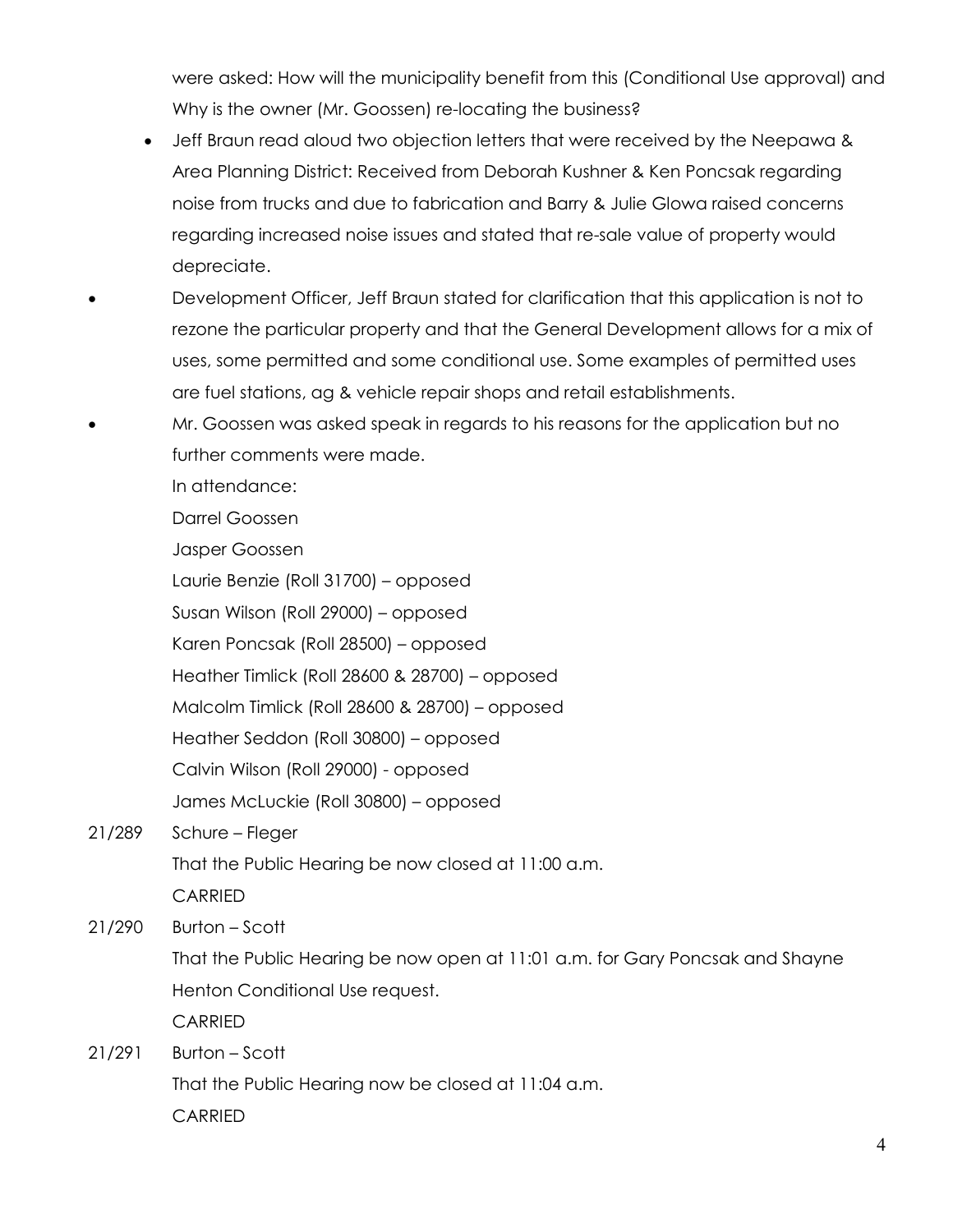were asked: How will the municipality benefit from this (Conditional Use approval) and Why is the owner (Mr. Goossen) re-locating the business?

- Jeff Braun read aloud two objection letters that were received by the Neepawa & Area Planning District: Received from Deborah Kushner & Ken Poncsak regarding noise from trucks and due to fabrication and Barry & Julie Glowa raised concerns regarding increased noise issues and stated that re-sale value of property would depreciate.
- Development Officer, Jeff Braun stated for clarification that this application is not to rezone the particular property and that the General Development allows for a mix of uses, some permitted and some conditional use. Some examples of permitted uses are fuel stations, ag & vehicle repair shops and retail establishments.
- Mr. Goossen was asked speak in regards to his reasons for the application but no further comments were made.

In attendance:
Darrel Goossen
Jasper Goossen
Laurie Benzie (Roll 31700) – opposed
Susan Wilson (Roll 29000) – opposed
Karen Poncsak (Roll 28500) – opposed
Heather Timlick (Roll 28600 & 28700) – opposed
Malcolm Timlick (Roll 28600 & 28700) – opposed
Heather Seddon (Roll 30800) – opposed
Calvin Wilson (Roll 29000) - opposed
James McLuckie (Roll 30800) – opposed

21/289 Schure – Fleger
That the Public Hearing be now closed at 11:00 a.m.
CARRIED

21/290 Burton – Scott
That the Public Hearing be now open at 11:01 a.m. for Gary Poncsak and Shayne Henton Conditional Use request.
CARRIED

21/291 Burton – Scott
That the Public Hearing now be closed at 11:04 a.m.
CARRIED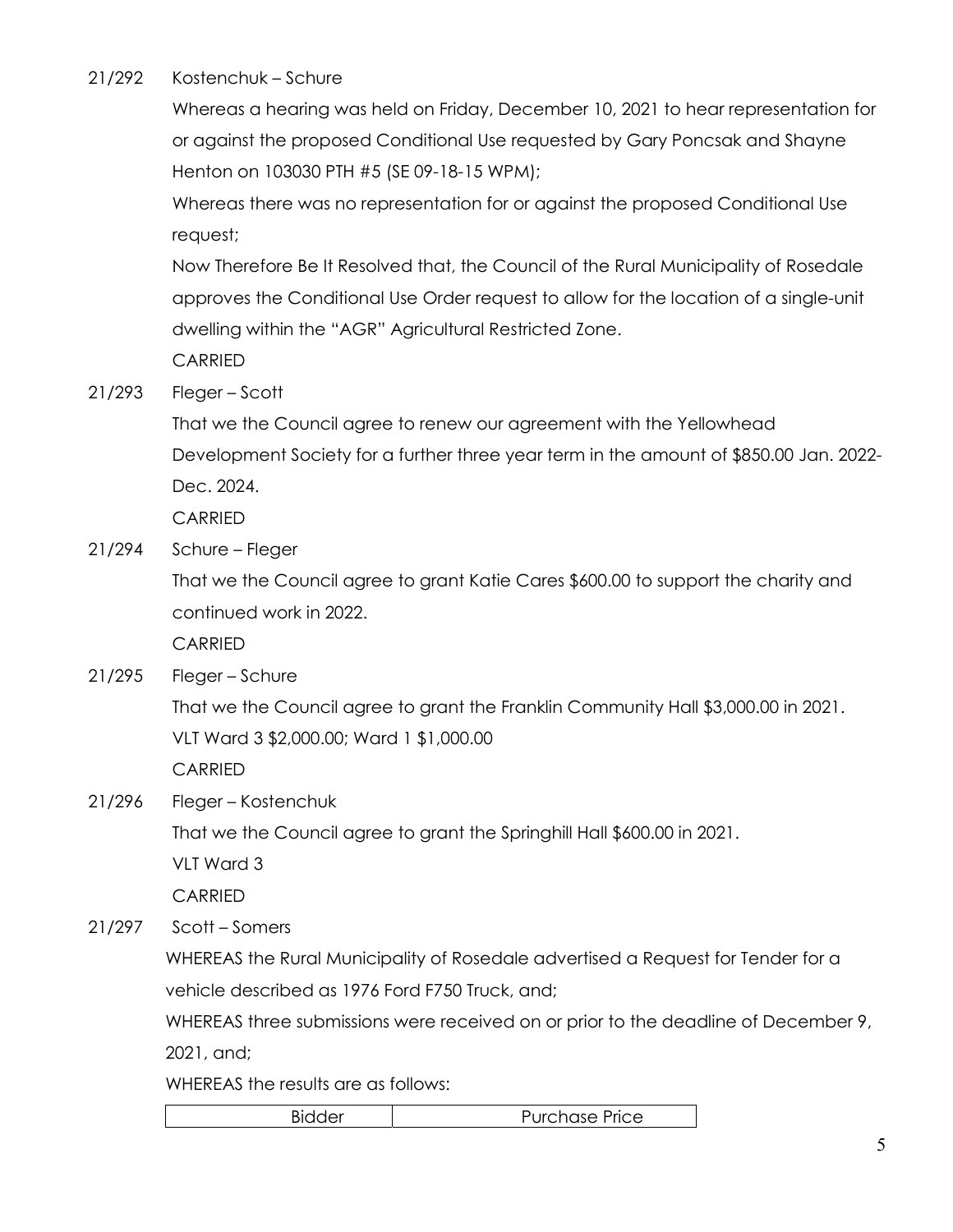21/292 Kostenchuk – Schure

Whereas a hearing was held on Friday, December 10, 2021 to hear representation for or against the proposed Conditional Use requested by Gary Poncsak and Shayne Henton on 103030 PTH #5 (SE 09-18-15 WPM);

Whereas there was no representation for or against the proposed Conditional Use request;

Now Therefore Be It Resolved that, the Council of the Rural Municipality of Rosedale approves the Conditional Use Order request to allow for the location of a single-unit dwelling within the "AGR" Agricultural Restricted Zone.

CARRIED

21/293 Fleger – Scott

That we the Council agree to renew our agreement with the Yellowhead Development Society for a further three year term in the amount of $850.00 Jan. 2022-Dec. 2024.

CARRIED

21/294 Schure – Fleger

That we the Council agree to grant Katie Cares $600.00 to support the charity and continued work in 2022.

CARRIED

21/295 Fleger – Schure

That we the Council agree to grant the Franklin Community Hall $3,000.00 in 2021.

VLT Ward 3 $2,000.00; Ward 1 $1,000.00

CARRIED

21/296 Fleger – Kostenchuk

That we the Council agree to grant the Springhill Hall $600.00 in 2021.

VLT Ward 3

CARRIED

21/297 Scott – Somers

WHEREAS the Rural Municipality of Rosedale advertised a Request for Tender for a vehicle described as 1976 Ford F750 Truck, and;

WHEREAS three submissions were received on or prior to the deadline of December 9, 2021, and;

WHEREAS the results are as follows:

| Bidder | Purchase Price |
|---|---|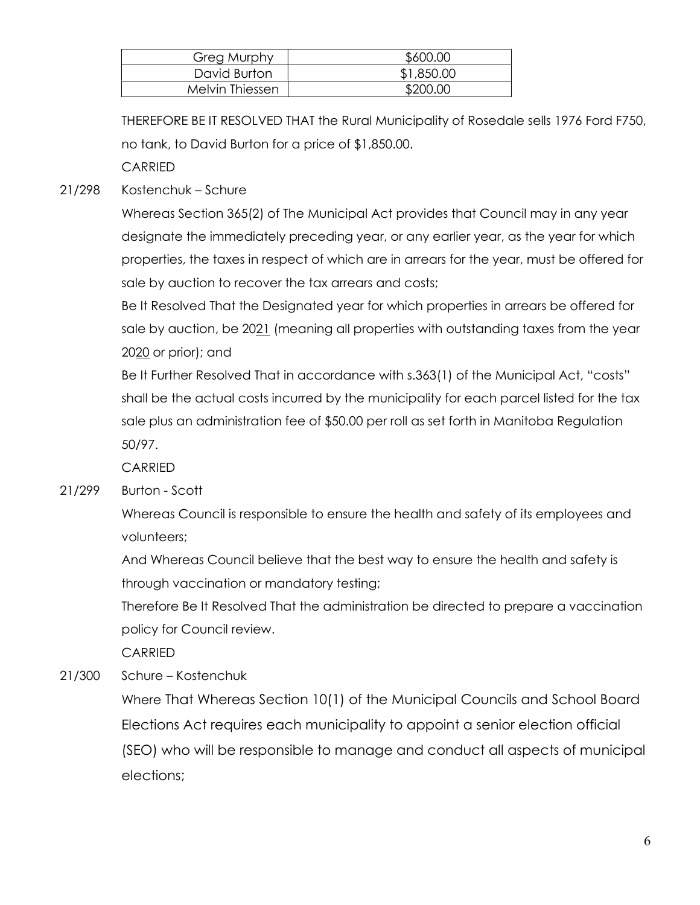| Greg Murphy | $600.00 |
|---|---|
| David Burton | $1,850.00 |
| Melvin Thiessen | $200.00 |

THEREFORE BE IT RESOLVED THAT the Rural Municipality of Rosedale sells 1976 Ford F750, no tank, to David Burton for a price of $1,850.00.

CARRIED

21/298 Kostenchuk – Schure

Whereas Section 365(2) of The Municipal Act provides that Council may in any year designate the immediately preceding year, or any earlier year, as the year for which properties, the taxes in respect of which are in arrears for the year, must be offered for sale by auction to recover the tax arrears and costs;

Be It Resolved That the Designated year for which properties in arrears be offered for sale by auction, be 2021 (meaning all properties with outstanding taxes from the year 2020 or prior); and

Be It Further Resolved That in accordance with s.363(1) of the Municipal Act, "costs" shall be the actual costs incurred by the municipality for each parcel listed for the tax sale plus an administration fee of $50.00 per roll as set forth in Manitoba Regulation 50/97.

CARRIED

21/299 Burton - Scott

Whereas Council is responsible to ensure the health and safety of its employees and volunteers;

And Whereas Council believe that the best way to ensure the health and safety is through vaccination or mandatory testing;

Therefore Be It Resolved That the administration be directed to prepare a vaccination policy for Council review.

CARRIED

21/300 Schure – Kostenchuk

Where That Whereas Section 10(1) of the Municipal Councils and School Board Elections Act requires each municipality to appoint a senior election official (SEO) who will be responsible to manage and conduct all aspects of municipal elections;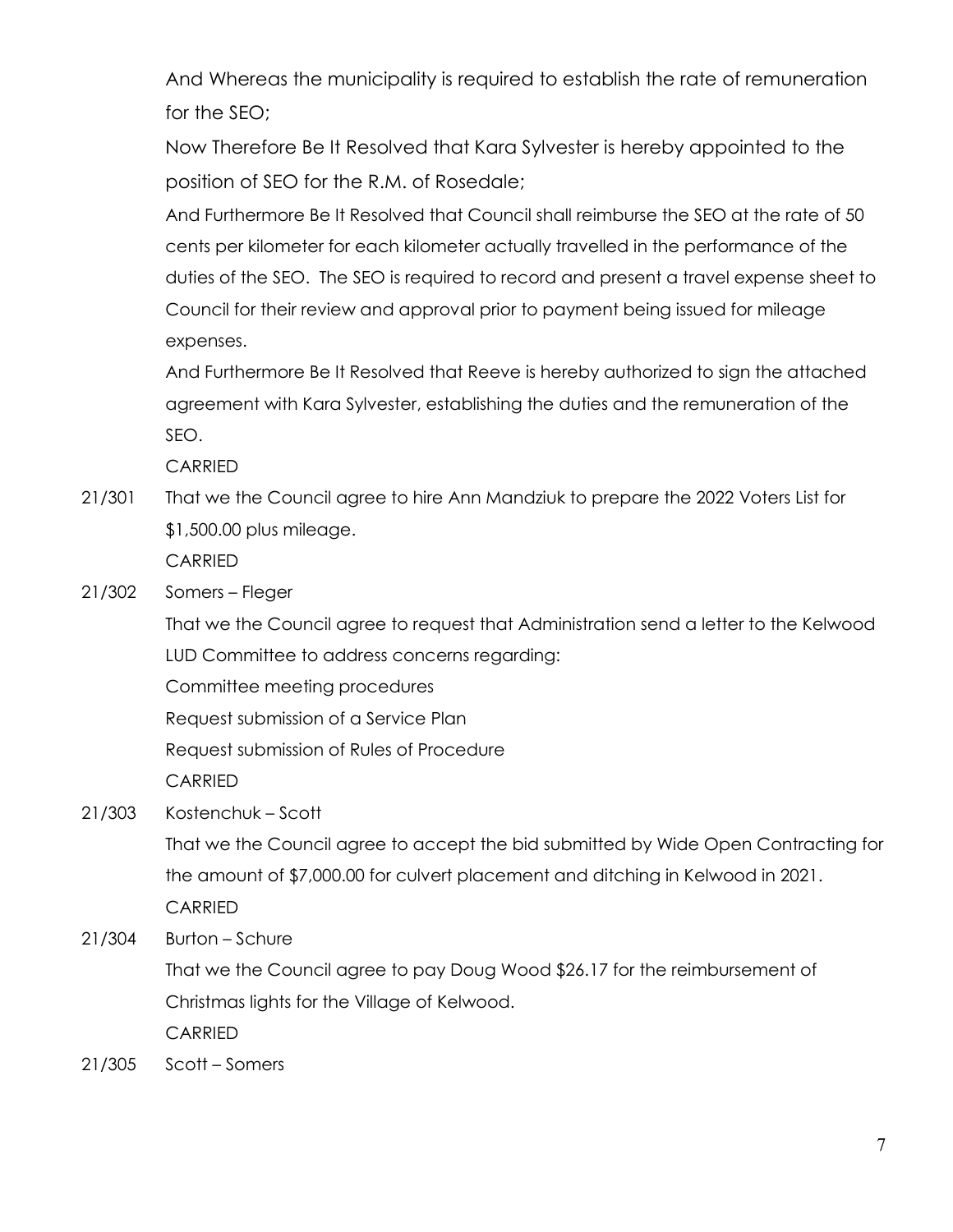And Whereas the municipality is required to establish the rate of remuneration for the SEO;

Now Therefore Be It Resolved that Kara Sylvester is hereby appointed to the position of SEO for the R.M. of Rosedale;

And Furthermore Be It Resolved that Council shall reimburse the SEO at the rate of 50 cents per kilometer for each kilometer actually travelled in the performance of the duties of the SEO. The SEO is required to record and present a travel expense sheet to Council for their review and approval prior to payment being issued for mileage expenses.

And Furthermore Be It Resolved that Reeve is hereby authorized to sign the attached agreement with Kara Sylvester, establishing the duties and the remuneration of the SEO.

CARRIED

21/301 That we the Council agree to hire Ann Mandziuk to prepare the 2022 Voters List for $1,500.00 plus mileage.

CARRIED

21/302 Somers – Fleger

That we the Council agree to request that Administration send a letter to the Kelwood LUD Committee to address concerns regarding:

Committee meeting procedures

Request submission of a Service Plan

Request submission of Rules of Procedure

CARRIED

21/303 Kostenchuk – Scott

That we the Council agree to accept the bid submitted by Wide Open Contracting for the amount of $7,000.00 for culvert placement and ditching in Kelwood in 2021.

CARRIED

21/304 Burton – Schure

That we the Council agree to pay Doug Wood $26.17 for the reimbursement of Christmas lights for the Village of Kelwood.

CARRIED

21/305 Scott – Somers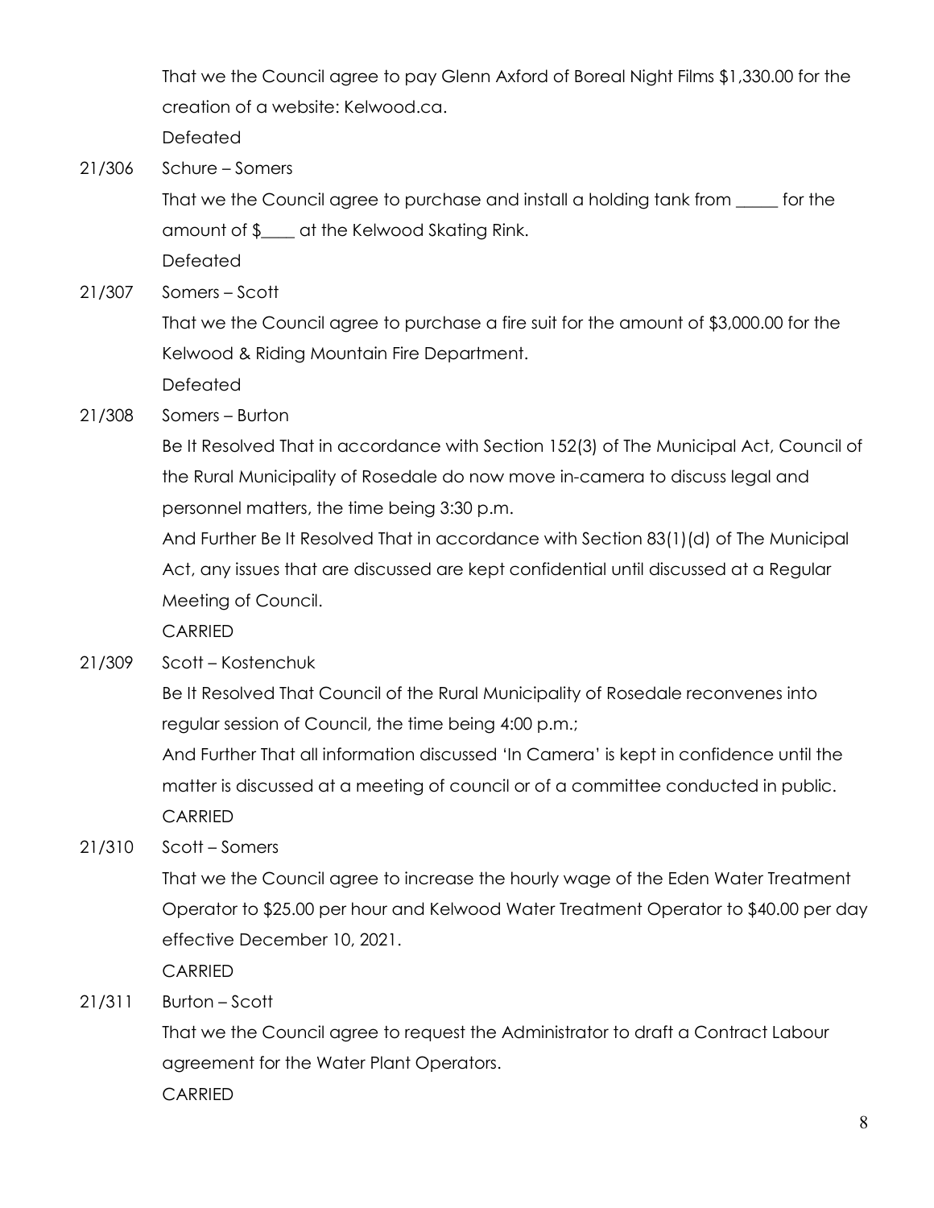That we the Council agree to pay Glenn Axford of Boreal Night Films $1,330.00 for the creation of a website: Kelwood.ca.
Defeated

21/306 Schure – Somers
That we the Council agree to purchase and install a holding tank from _____ for the amount of $____ at the Kelwood Skating Rink.
Defeated

21/307 Somers – Scott
That we the Council agree to purchase a fire suit for the amount of $3,000.00 for the Kelwood & Riding Mountain Fire Department.
Defeated

21/308 Somers – Burton
Be It Resolved That in accordance with Section 152(3) of The Municipal Act, Council of the Rural Municipality of Rosedale do now move in-camera to discuss legal and personnel matters, the time being 3:30 p.m.
And Further Be It Resolved That in accordance with Section 83(1)(d) of The Municipal Act, any issues that are discussed are kept confidential until discussed at a Regular Meeting of Council.
CARRIED

21/309 Scott – Kostenchuk
Be It Resolved That Council of the Rural Municipality of Rosedale reconvenes into regular session of Council, the time being 4:00 p.m.;
And Further That all information discussed 'In Camera' is kept in confidence until the matter is discussed at a meeting of council or of a committee conducted in public.
CARRIED

21/310 Scott – Somers
That we the Council agree to increase the hourly wage of the Eden Water Treatment Operator to $25.00 per hour and Kelwood Water Treatment Operator to $40.00 per day effective December 10, 2021.
CARRIED

21/311 Burton – Scott
That we the Council agree to request the Administrator to draft a Contract Labour agreement for the Water Plant Operators.
CARRIED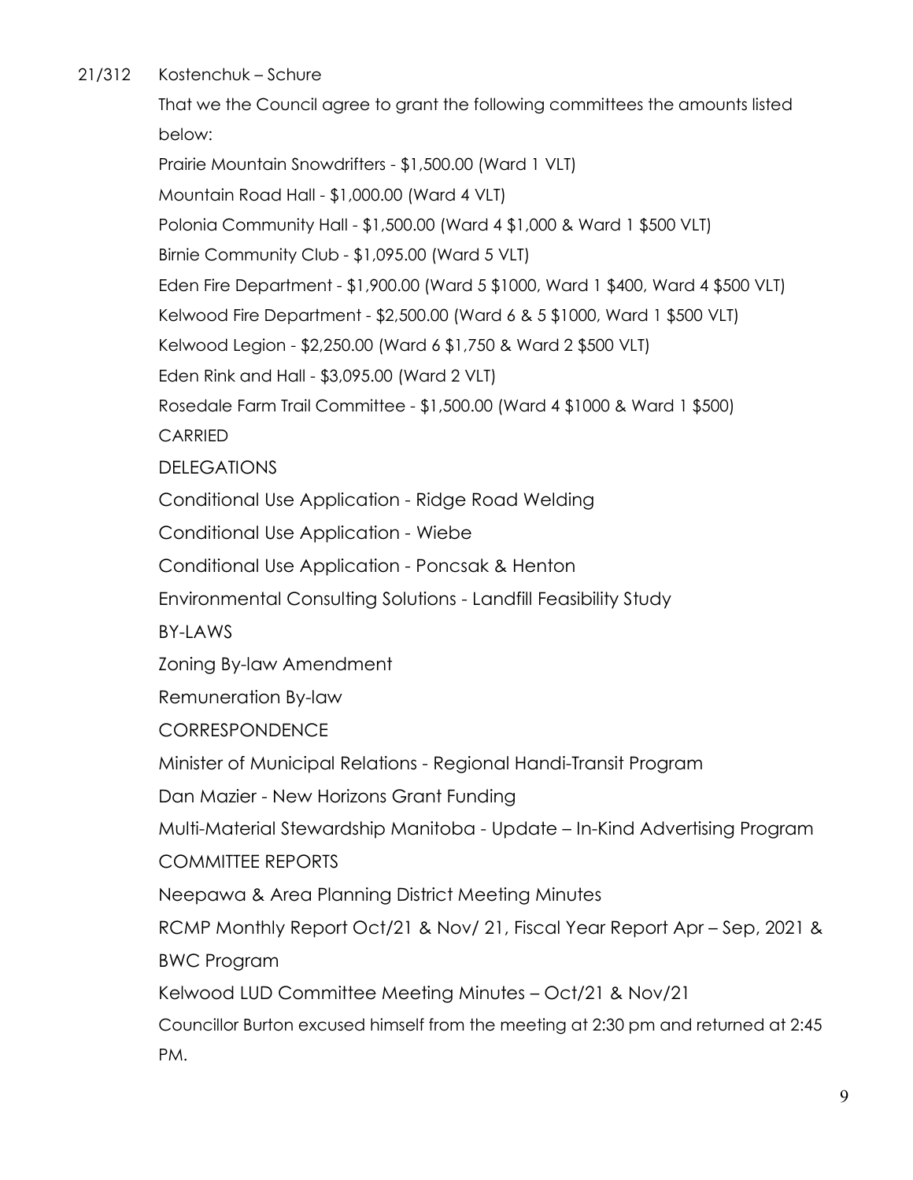21/312 Kostenchuk – Schure

That we the Council agree to grant the following committees the amounts listed below:

Prairie Mountain Snowdrifters - $1,500.00 (Ward 1 VLT)

Mountain Road Hall - $1,000.00 (Ward 4 VLT)

Polonia Community Hall - $1,500.00 (Ward 4 $1,000 & Ward 1 $500 VLT)

Birnie Community Club - $1,095.00 (Ward 5 VLT)

Eden Fire Department - $1,900.00 (Ward 5 $1000, Ward 1 $400, Ward 4 $500 VLT)

Kelwood Fire Department - $2,500.00 (Ward 6 & 5 $1000, Ward 1 $500 VLT)

Kelwood Legion - $2,250.00 (Ward 6 $1,750 & Ward 2 $500 VLT)

Eden Rink and Hall - $3,095.00 (Ward 2 VLT)

Rosedale Farm Trail Committee - $1,500.00 (Ward 4 $1000 & Ward 1 $500)

CARRIED

DELEGATIONS

Conditional Use Application - Ridge Road Welding

Conditional Use Application - Wiebe

Conditional Use Application - Poncsak & Henton

Environmental Consulting Solutions - Landfill Feasibility Study

BY-LAWS

Zoning By-law Amendment

Remuneration By-law

CORRESPONDENCE

Minister of Municipal Relations - Regional Handi-Transit Program

Dan Mazier - New Horizons Grant Funding

Multi-Material Stewardship Manitoba - Update – In-Kind Advertising Program

COMMITTEE REPORTS

Neepawa & Area Planning District Meeting Minutes

RCMP Monthly Report Oct/21 & Nov/ 21, Fiscal Year Report Apr – Sep, 2021 & BWC Program

Kelwood LUD Committee Meeting Minutes – Oct/21 & Nov/21

Councillor Burton excused himself from the meeting at 2:30 pm and returned at 2:45 PM.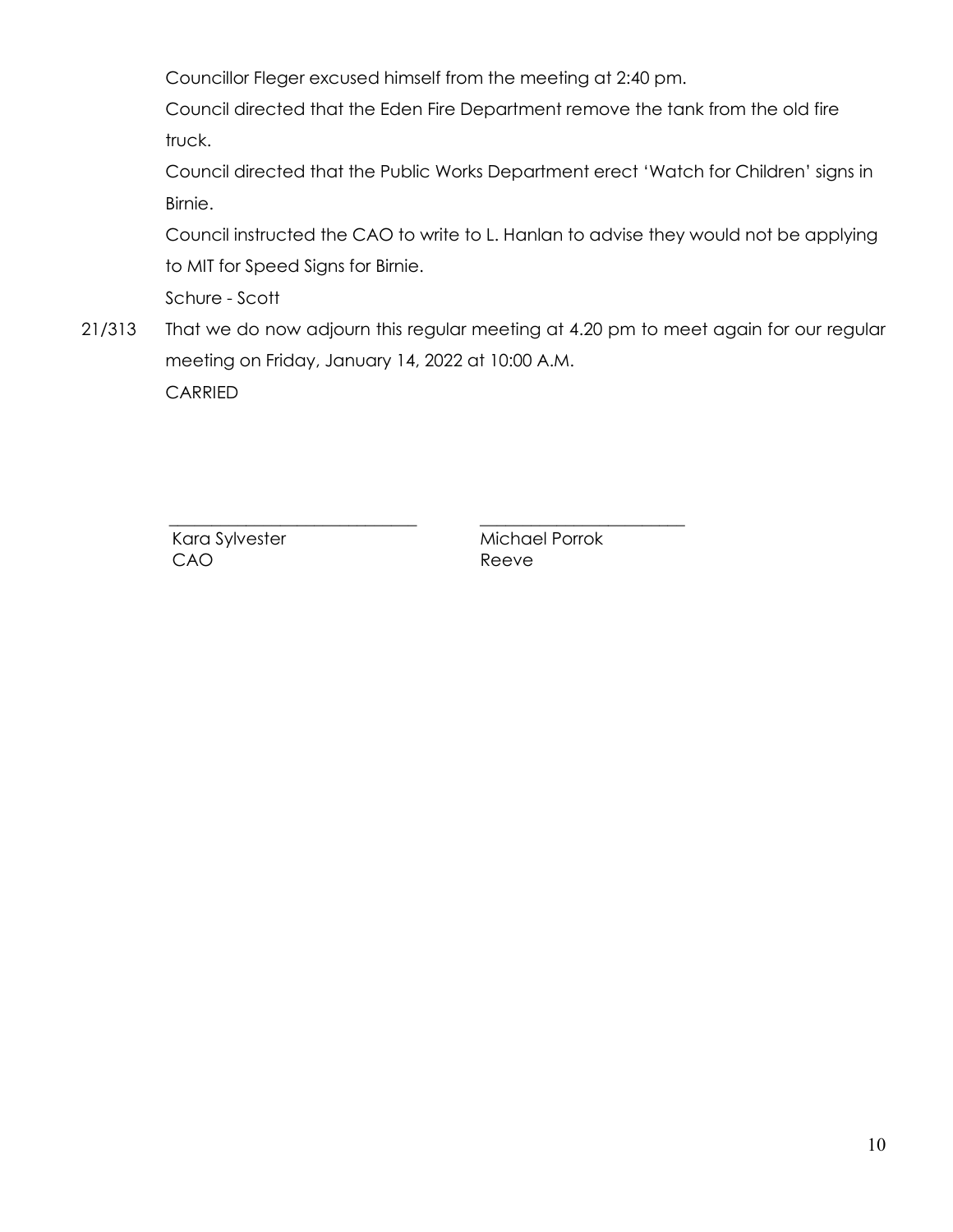Councillor Fleger excused himself from the meeting at 2:40 pm.

Council directed that the Eden Fire Department remove the tank from the old fire truck.

Council directed that the Public Works Department erect 'Watch for Children' signs in Birnie.

Council instructed the CAO to write to L. Hanlan to advise they would not be applying to MIT for Speed Signs for Birnie.

Schure - Scott

21/313 That we do now adjourn this regular meeting at 4.20 pm to meet again for our regular meeting on Friday, January 14, 2022 at 10:00 A.M.

CARRIED

| | |
|---|---|
| _____________________________ | _____________________________ |
| Kara Sylvester | Michael Porrok |
| CAO | Reeve |